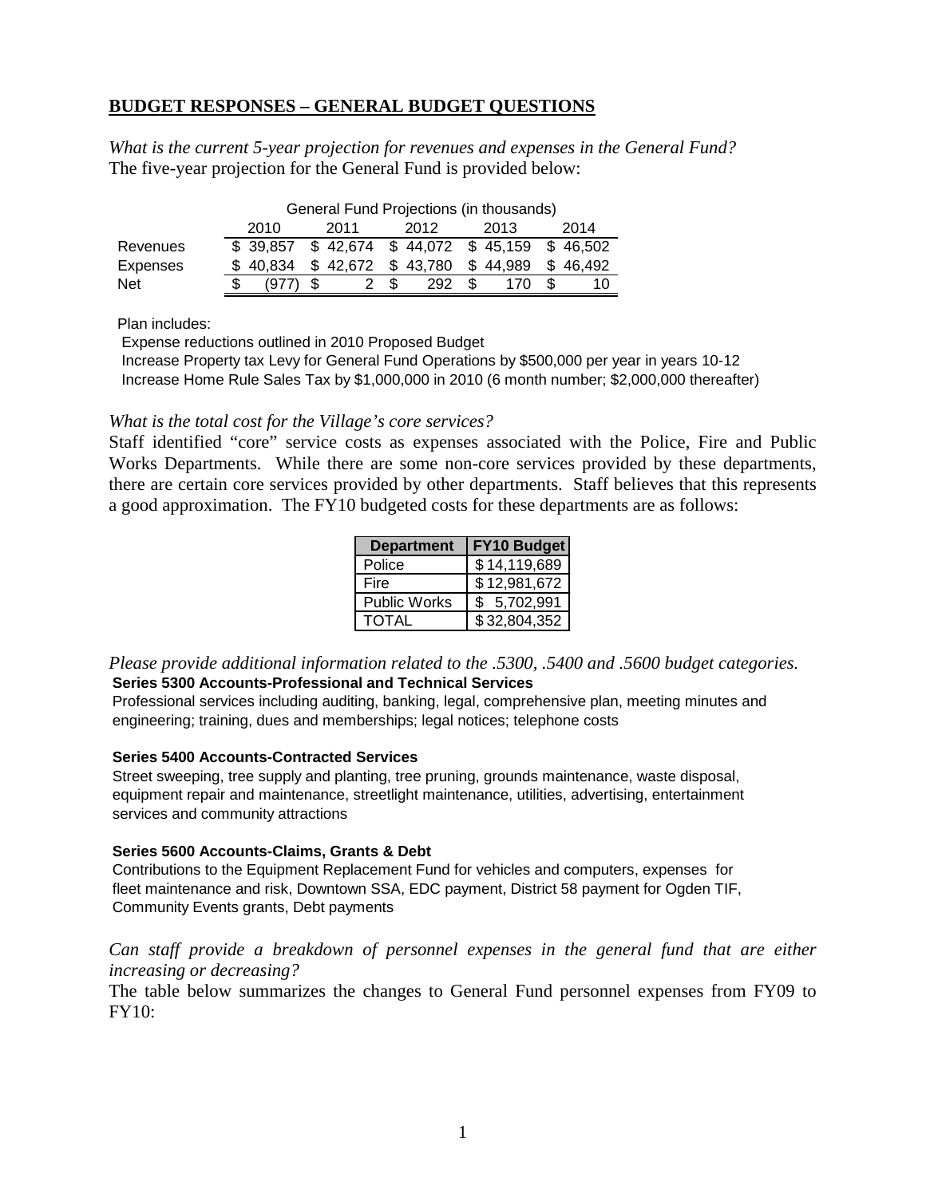## BUDGET RESPONSES – GENERAL BUDGET QUESTIONS

*What is the current 5-year projection for revenues and expenses in the General Fund?*
The five-year projection for the General Fund is provided below:

General Fund Projections (in thousands)

| | 2010 | 2011 | 2012 | 2013 | 2014 |
|---|---|---|---|---|---|
| Revenues | $ 39,857 | $ 42,674 | $ 44,072 | $ 45,159 | $ 46,502 |
| Expenses | $ 40,834 | $ 42,672 | $ 43,780 | $ 44,989 | $ 46,492 |
| Net | $ (977) | $ 2 | $ 292 | $ 170 | $ 10 |

Plan includes:
- Expense reductions outlined in 2010 Proposed Budget
- Increase Property tax Levy for General Fund Operations by $500,000 per year in years 10-12
- Increase Home Rule Sales Tax by $1,000,000 in 2010 (6 month number; $2,000,000 thereafter)

*What is the total cost for the Village's core services?*
Staff identified "core" service costs as expenses associated with the Police, Fire and Public Works Departments. While there are some non-core services provided by these departments, there are certain core services provided by other departments. Staff believes that this represents a good approximation. The FY10 budgeted costs for these departments are as follows:

| Department | FY10 Budget |
|---|---|
| Police | $ 14,119,689 |
| Fire | $ 12,981,672 |
| Public Works | $ 5,702,991 |
| TOTAL | $ 32,804,352 |

*Please provide additional information related to the .5300, .5400 and .5600 budget categories.*

**Series 5300 Accounts-Professional and Technical Services**
Professional services including auditing, banking, legal, comprehensive plan, meeting minutes and engineering; training, dues and memberships; legal notices; telephone costs

**Series 5400 Accounts-Contracted Services**
Street sweeping, tree supply and planting, tree pruning, grounds maintenance, waste disposal, equipment repair and maintenance, streetlight maintenance, utilities, advertising, entertainment services and community attractions

**Series 5600 Accounts-Claims, Grants & Debt**
Contributions to the Equipment Replacement Fund for vehicles and computers, expenses for fleet maintenance and risk, Downtown SSA, EDC payment, District 58 payment for Ogden TIF, Community Events grants, Debt payments

*Can staff provide a breakdown of personnel expenses in the general fund that are either increasing or decreasing?*
The table below summarizes the changes to General Fund personnel expenses from FY09 to FY10: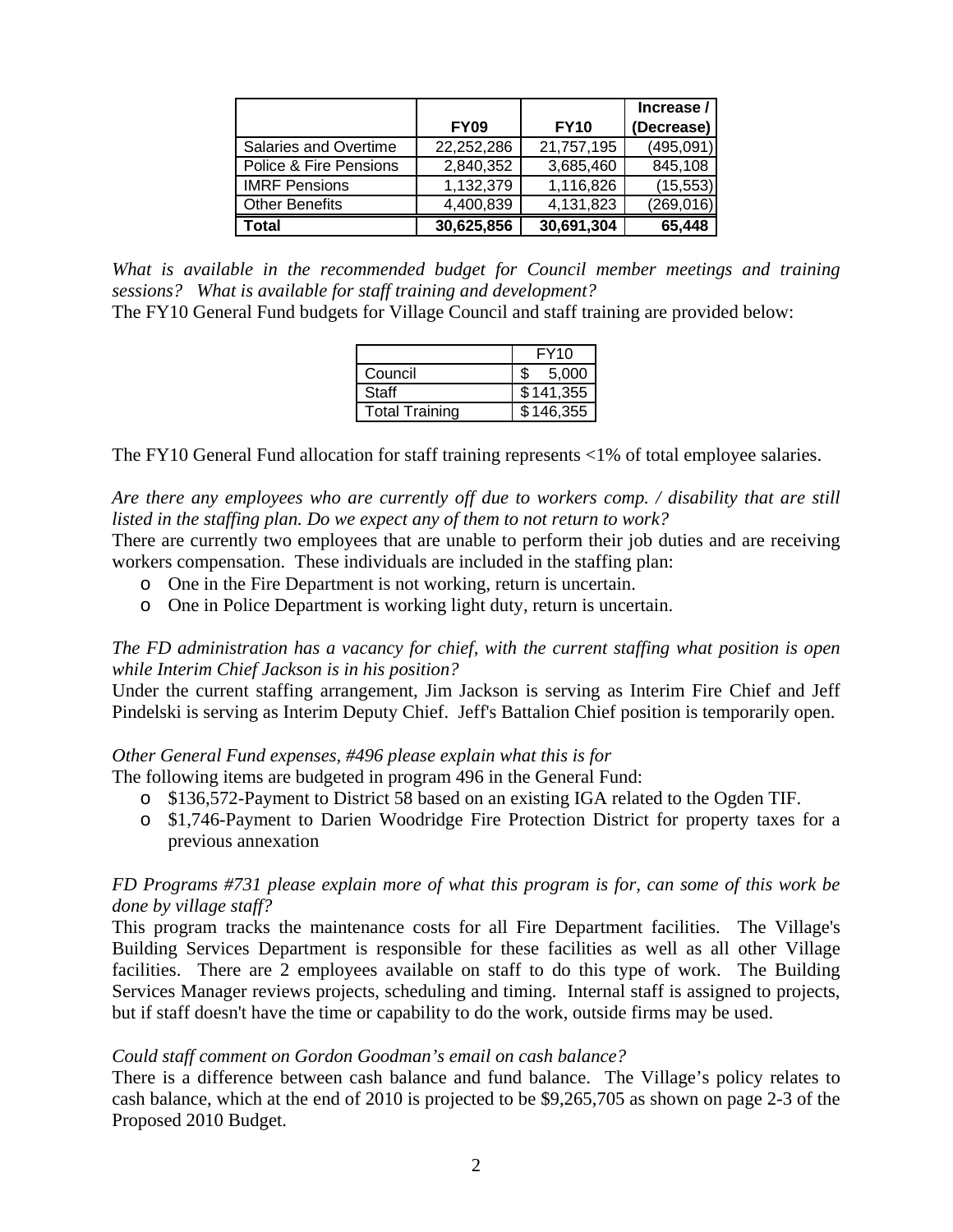| | FY09 | FY10 | Increase / (Decrease) |
|---|---|---|---|
| Salaries and Overtime | 22,252,286 | 21,757,195 | (495,091) |
| Police & Fire Pensions | 2,840,352 | 3,685,460 | 845,108 |
| IMRF Pensions | 1,132,379 | 1,116,826 | (15,553) |
| Other Benefits | 4,400,839 | 4,131,823 | (269,016) |
| **Total** | **30,625,856** | **30,691,304** | **65,448** |

*What is available in the recommended budget for Council member meetings and training sessions? What is available for staff training and development?*

The FY10 General Fund budgets for Village Council and staff training are provided below:

| | FY10 |
|---|---|
| Council | $ 5,000 |
| Staff | $141,355 |
| Total Training | $146,355 |

The FY10 General Fund allocation for staff training represents <1% of total employee salaries.

*Are there any employees who are currently off due to workers comp. / disability that are still listed in the staffing plan. Do we expect any of them to not return to work?*

There are currently two employees that are unable to perform their job duties and are receiving workers compensation. These individuals are included in the staffing plan:

- One in the Fire Department is not working, return is uncertain.
- One in Police Department is working light duty, return is uncertain.

*The FD administration has a vacancy for chief, with the current staffing what position is open while Interim Chief Jackson is in his position?*

Under the current staffing arrangement, Jim Jackson is serving as Interim Fire Chief and Jeff Pindelski is serving as Interim Deputy Chief. Jeff's Battalion Chief position is temporarily open.

*Other General Fund expenses, #496 please explain what this is for*

The following items are budgeted in program 496 in the General Fund:

- $136,572-Payment to District 58 based on an existing IGA related to the Ogden TIF.
- $1,746-Payment to Darien Woodridge Fire Protection District for property taxes for a previous annexation

*FD Programs #731 please explain more of what this program is for, can some of this work be done by village staff?*

This program tracks the maintenance costs for all Fire Department facilities. The Village's Building Services Department is responsible for these facilities as well as all other Village facilities. There are 2 employees available on staff to do this type of work. The Building Services Manager reviews projects, scheduling and timing. Internal staff is assigned to projects, but if staff doesn't have the time or capability to do the work, outside firms may be used.

*Could staff comment on Gordon Goodman's email on cash balance?*

There is a difference between cash balance and fund balance. The Village's policy relates to cash balance, which at the end of 2010 is projected to be $9,265,705 as shown on page 2-3 of the Proposed 2010 Budget.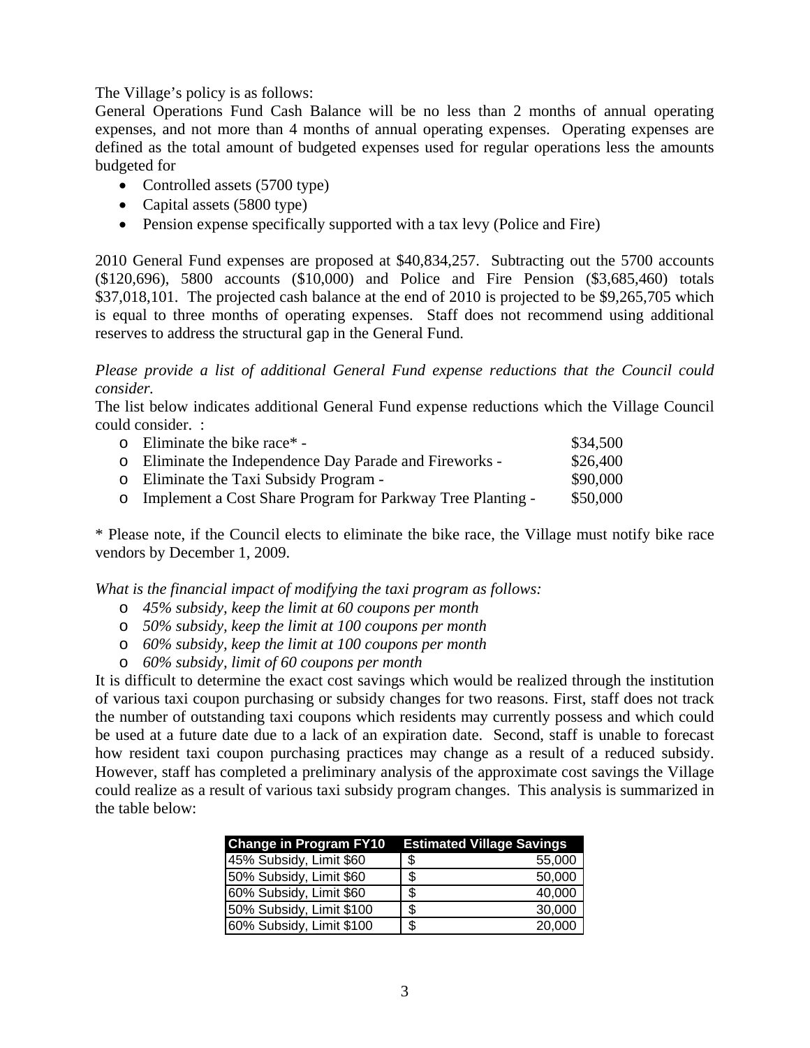The Village's policy is as follows:
General Operations Fund Cash Balance will be no less than 2 months of annual operating expenses, and not more than 4 months of annual operating expenses. Operating expenses are defined as the total amount of budgeted expenses used for regular operations less the amounts budgeted for

- Controlled assets (5700 type)
- Capital assets (5800 type)
- Pension expense specifically supported with a tax levy (Police and Fire)

2010 General Fund expenses are proposed at $40,834,257. Subtracting out the 5700 accounts ($120,696), 5800 accounts ($10,000) and Police and Fire Pension ($3,685,460) totals $37,018,101. The projected cash balance at the end of 2010 is projected to be $9,265,705 which is equal to three months of operating expenses. Staff does not recommend using additional reserves to address the structural gap in the General Fund.

*Please provide a list of additional General Fund expense reductions that the Council could consider.*
The list below indicates additional General Fund expense reductions which the Village Council could consider. :

- Eliminate the bike race* - $34,500
- Eliminate the Independence Day Parade and Fireworks - $26,400
- Eliminate the Taxi Subsidy Program - $90,000
- Implement a Cost Share Program for Parkway Tree Planting - $50,000

* Please note, if the Council elects to eliminate the bike race, the Village must notify bike race vendors by December 1, 2009.

*What is the financial impact of modifying the taxi program as follows:*

- *45% subsidy, keep the limit at 60 coupons per month*
- *50% subsidy, keep the limit at 100 coupons per month*
- *60% subsidy, keep the limit at 100 coupons per month*
- *60% subsidy, limit of 60 coupons per month*

It is difficult to determine the exact cost savings which would be realized through the institution of various taxi coupon purchasing or subsidy changes for two reasons. First, staff does not track the number of outstanding taxi coupons which residents may currently possess and which could be used at a future date due to a lack of an expiration date. Second, staff is unable to forecast how resident taxi coupon purchasing practices may change as a result of a reduced subsidy. However, staff has completed a preliminary analysis of the approximate cost savings the Village could realize as a result of various taxi subsidy program changes. This analysis is summarized in the table below:

| Change in Program FY10 | Estimated Village Savings |
|---|---|
| 45% Subsidy, Limit $60 | $ 55,000 |
| 50% Subsidy, Limit $60 | $ 50,000 |
| 60% Subsidy, Limit $60 | $ 40,000 |
| 50% Subsidy, Limit $100 | $ 30,000 |
| 60% Subsidy, Limit $100 | $ 20,000 |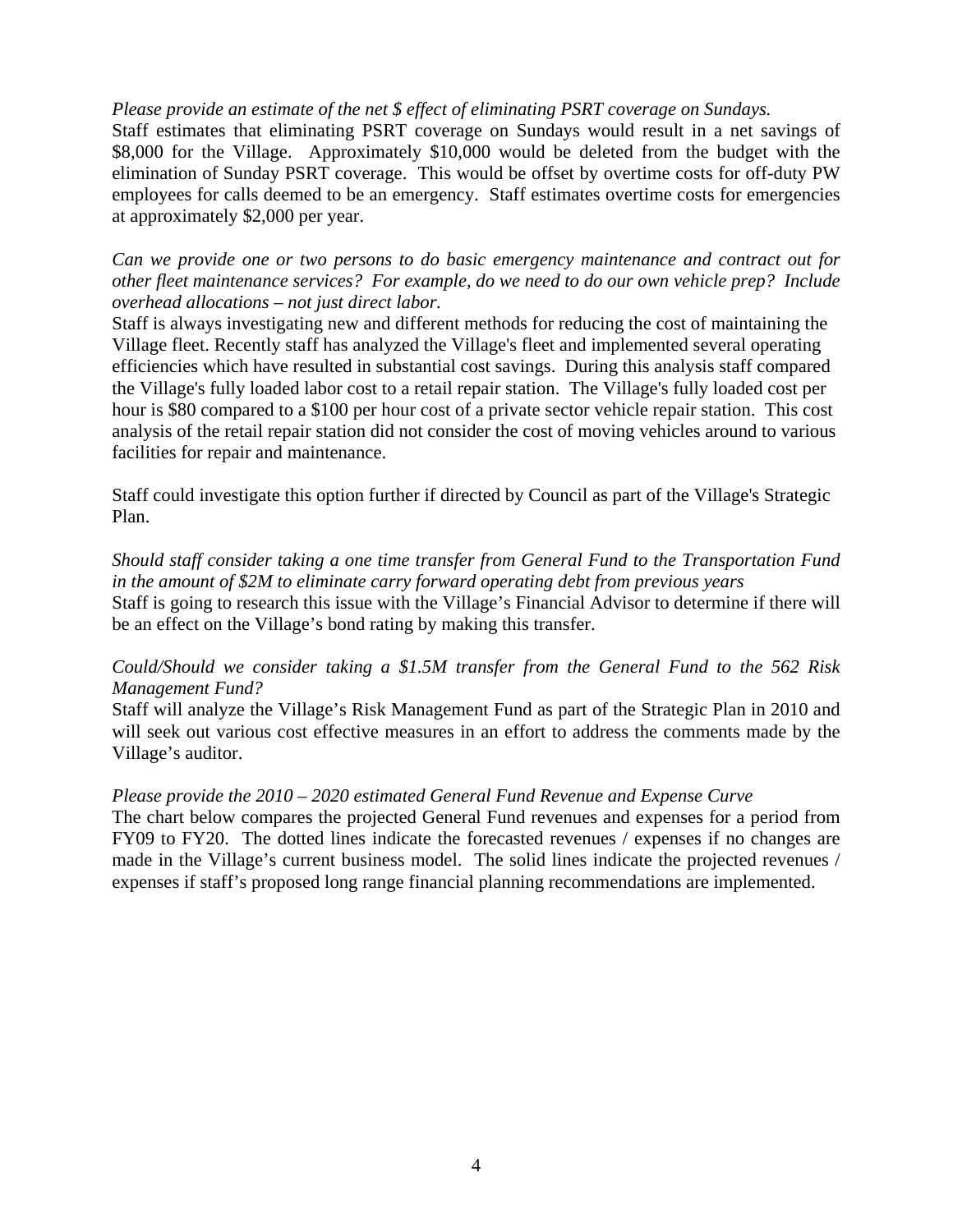*Please provide an estimate of the net $ effect of eliminating PSRT coverage on Sundays.*
Staff estimates that eliminating PSRT coverage on Sundays would result in a net savings of $8,000 for the Village. Approximately $10,000 would be deleted from the budget with the elimination of Sunday PSRT coverage. This would be offset by overtime costs for off-duty PW employees for calls deemed to be an emergency. Staff estimates overtime costs for emergencies at approximately $2,000 per year.

*Can we provide one or two persons to do basic emergency maintenance and contract out for other fleet maintenance services? For example, do we need to do our own vehicle prep? Include overhead allocations – not just direct labor.*
Staff is always investigating new and different methods for reducing the cost of maintaining the Village fleet. Recently staff has analyzed the Village's fleet and implemented several operating efficiencies which have resulted in substantial cost savings. During this analysis staff compared the Village's fully loaded labor cost to a retail repair station. The Village's fully loaded cost per hour is $80 compared to a $100 per hour cost of a private sector vehicle repair station. This cost analysis of the retail repair station did not consider the cost of moving vehicles around to various facilities for repair and maintenance.

Staff could investigate this option further if directed by Council as part of the Village's Strategic Plan.

*Should staff consider taking a one time transfer from General Fund to the Transportation Fund in the amount of $2M to eliminate carry forward operating debt from previous years*
Staff is going to research this issue with the Village's Financial Advisor to determine if there will be an effect on the Village's bond rating by making this transfer.

*Could/Should we consider taking a $1.5M transfer from the General Fund to the 562 Risk Management Fund?*
Staff will analyze the Village's Risk Management Fund as part of the Strategic Plan in 2010 and will seek out various cost effective measures in an effort to address the comments made by the Village's auditor.

*Please provide the 2010 – 2020 estimated General Fund Revenue and Expense Curve*
The chart below compares the projected General Fund revenues and expenses for a period from FY09 to FY20. The dotted lines indicate the forecasted revenues / expenses if no changes are made in the Village's current business model. The solid lines indicate the projected revenues / expenses if staff's proposed long range financial planning recommendations are implemented.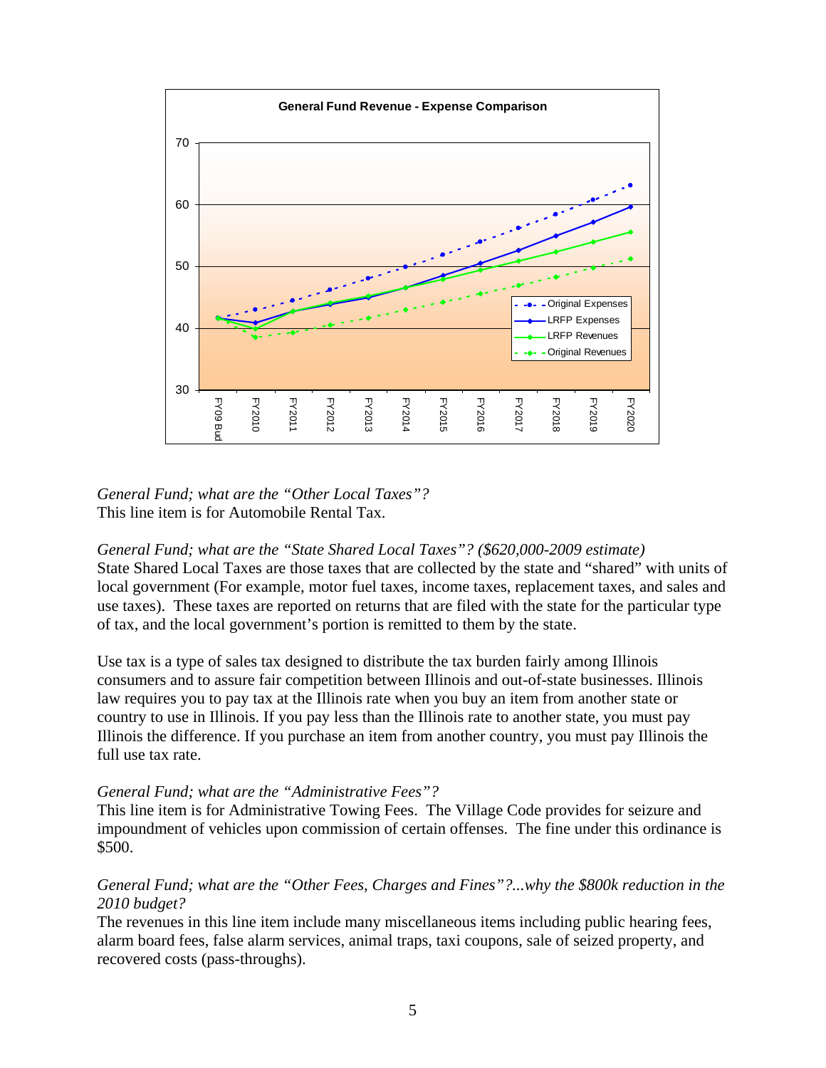*General Fund; what are the "Other Local Taxes"?*
This line item is for Automobile Rental Tax.

*General Fund; what are the "State Shared Local Taxes"? ($620,000-2009 estimate)*
State Shared Local Taxes are those taxes that are collected by the state and "shared" with units of local government (For example, motor fuel taxes, income taxes, replacement taxes, and sales and use taxes). These taxes are reported on returns that are filed with the state for the particular type of tax, and the local government's portion is remitted to them by the state.

Use tax is a type of sales tax designed to distribute the tax burden fairly among Illinois consumers and to assure fair competition between Illinois and out-of-state businesses. Illinois law requires you to pay tax at the Illinois rate when you buy an item from another state or country to use in Illinois. If you pay less than the Illinois rate to another state, you must pay Illinois the difference. If you purchase an item from another country, you must pay Illinois the full use tax rate.

*General Fund; what are the "Administrative Fees"?*
This line item is for Administrative Towing Fees. The Village Code provides for seizure and impoundment of vehicles upon commission of certain offenses. The fine under this ordinance is $500.

*General Fund; what are the "Other Fees, Charges and Fines"?...why the $800k reduction in the 2010 budget?*
The revenues in this line item include many miscellaneous items including public hearing fees, alarm board fees, false alarm services, animal traps, taxi coupons, sale of seized property, and recovered costs (pass-throughs).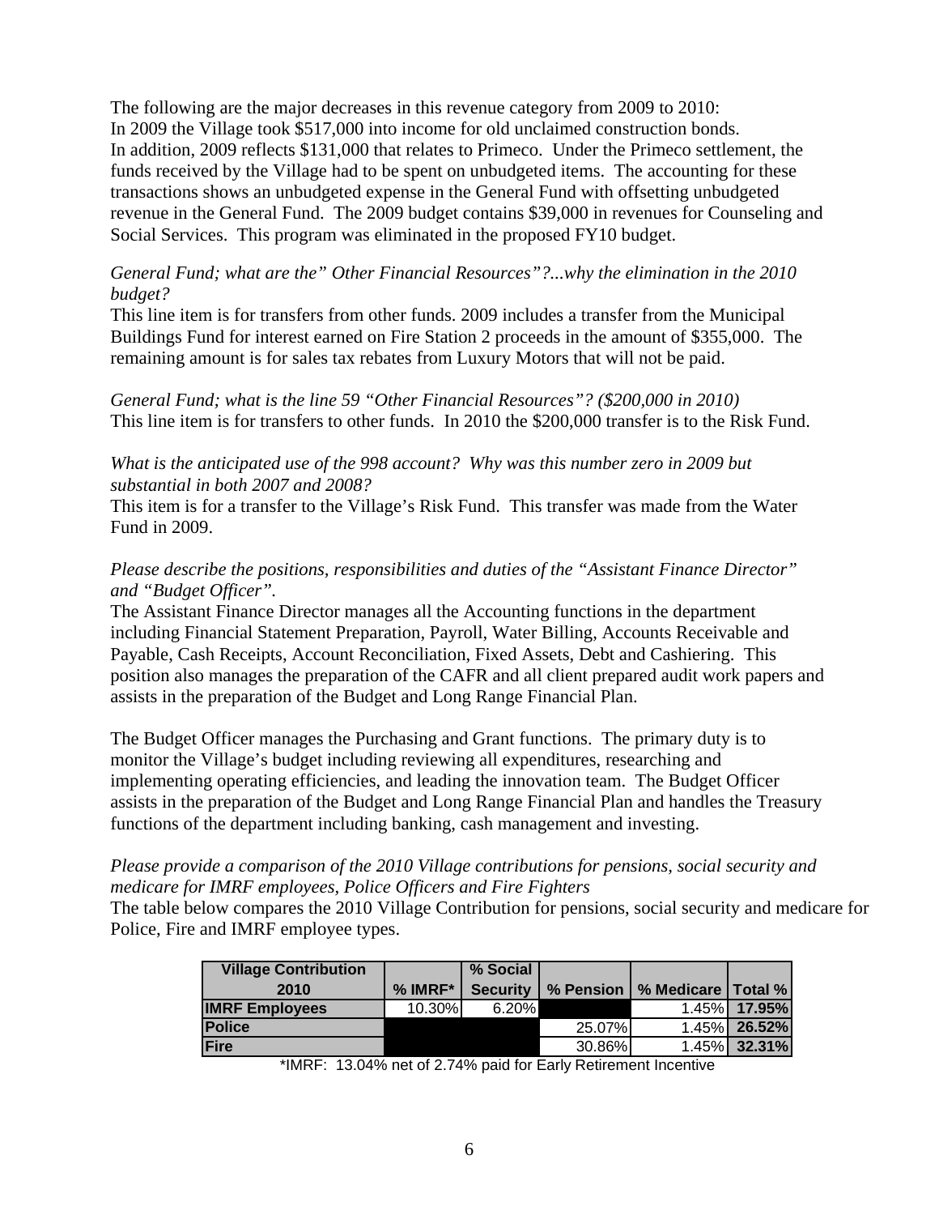The following are the major decreases in this revenue category from 2009 to 2010:
In 2009 the Village took $517,000 into income for old unclaimed construction bonds.
In addition, 2009 reflects $131,000 that relates to Primeco. Under the Primeco settlement, the funds received by the Village had to be spent on unbudgeted items. The accounting for these transactions shows an unbudgeted expense in the General Fund with offsetting unbudgeted revenue in the General Fund. The 2009 budget contains $39,000 in revenues for Counseling and Social Services. This program was eliminated in the proposed FY10 budget.

*General Fund; what are the" Other Financial Resources"?...why the elimination in the 2010 budget?*
This line item is for transfers from other funds. 2009 includes a transfer from the Municipal Buildings Fund for interest earned on Fire Station 2 proceeds in the amount of $355,000. The remaining amount is for sales tax rebates from Luxury Motors that will not be paid.

*General Fund; what is the line 59 "Other Financial Resources"? ($200,000 in 2010)*
This line item is for transfers to other funds. In 2010 the $200,000 transfer is to the Risk Fund.

*What is the anticipated use of the 998 account? Why was this number zero in 2009 but substantial in both 2007 and 2008?*
This item is for a transfer to the Village's Risk Fund. This transfer was made from the Water Fund in 2009.

*Please describe the positions, responsibilities and duties of the "Assistant Finance Director" and "Budget Officer".*
The Assistant Finance Director manages all the Accounting functions in the department including Financial Statement Preparation, Payroll, Water Billing, Accounts Receivable and Payable, Cash Receipts, Account Reconciliation, Fixed Assets, Debt and Cashiering. This position also manages the preparation of the CAFR and all client prepared audit work papers and assists in the preparation of the Budget and Long Range Financial Plan.

The Budget Officer manages the Purchasing and Grant functions. The primary duty is to monitor the Village's budget including reviewing all expenditures, researching and implementing operating efficiencies, and leading the innovation team. The Budget Officer assists in the preparation of the Budget and Long Range Financial Plan and handles the Treasury functions of the department including banking, cash management and investing.

*Please provide a comparison of the 2010 Village contributions for pensions, social security and medicare for IMRF employees, Police Officers and Fire Fighters*
The table below compares the 2010 Village Contribution for pensions, social security and medicare for Police, Fire and IMRF employee types.

| Village Contribution 2010 | % IMRF* | % Social Security | % Pension | % Medicare | Total % |
|---|---|---|---|---|---|
| **IMRF Employees** | 10.30% | 6.20% | | 1.45% | **17.95%** |
| **Police** | | | 25.07% | 1.45% | **26.52%** |
| **Fire** | | | 30.86% | 1.45% | **32.31%** |

*IMRF: 13.04% net of 2.74% paid for Early Retirement Incentive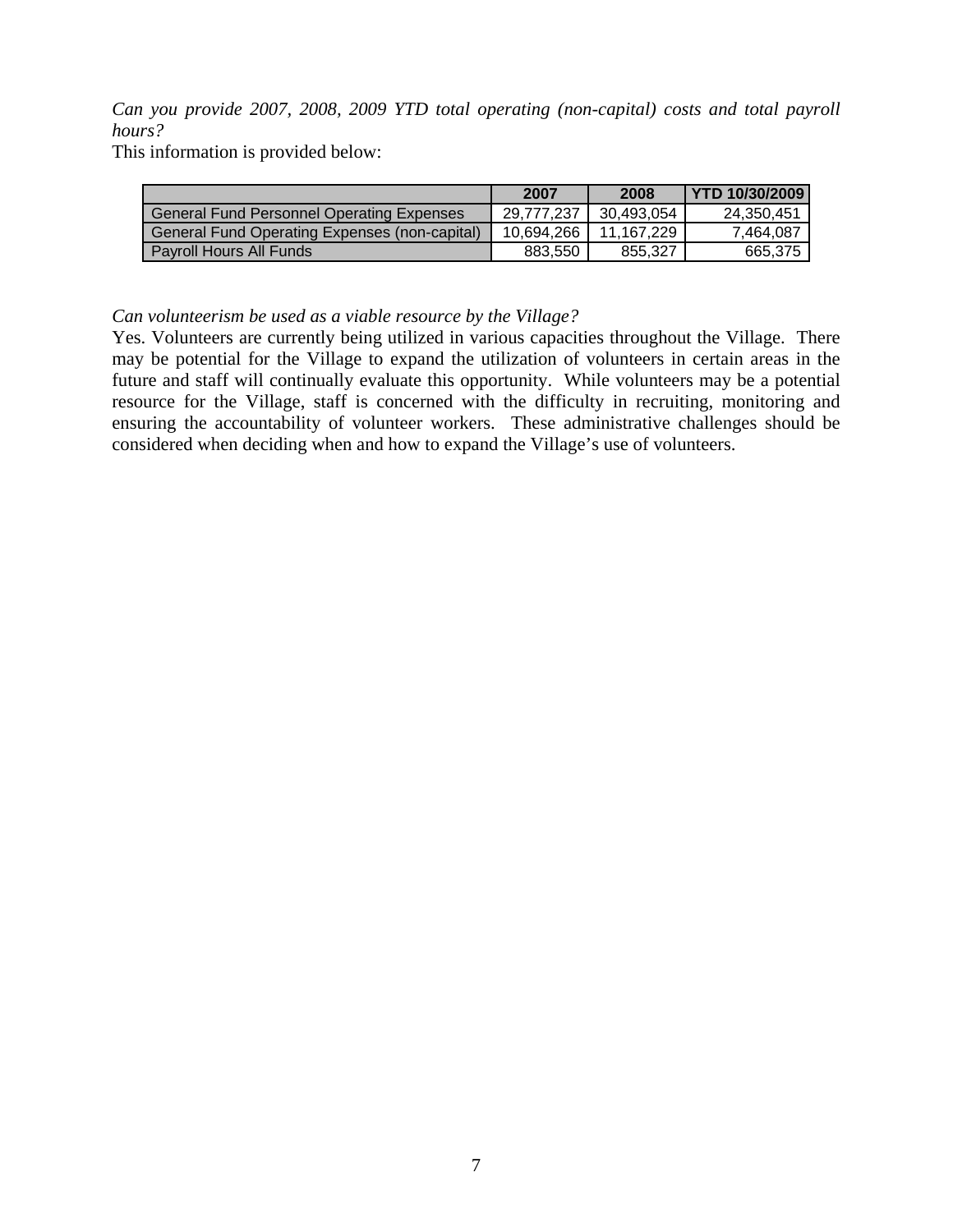*Can you provide 2007, 2008, 2009 YTD total operating (non-capital) costs and total payroll hours?*

This information is provided below:

| | 2007 | 2008 | YTD 10/30/2009 |
|---|---|---|---|
| General Fund Personnel Operating Expenses | 29,777,237 | 30,493,054 | 24,350,451 |
| General Fund Operating Expenses (non-capital) | 10,694,266 | 11,167,229 | 7,464,087 |
| Payroll Hours All Funds | 883,550 | 855,327 | 665,375 |

*Can volunteerism be used as a viable resource by the Village?*

Yes. Volunteers are currently being utilized in various capacities throughout the Village. There may be potential for the Village to expand the utilization of volunteers in certain areas in the future and staff will continually evaluate this opportunity. While volunteers may be a potential resource for the Village, staff is concerned with the difficulty in recruiting, monitoring and ensuring the accountability of volunteer workers. These administrative challenges should be considered when deciding when and how to expand the Village's use of volunteers.